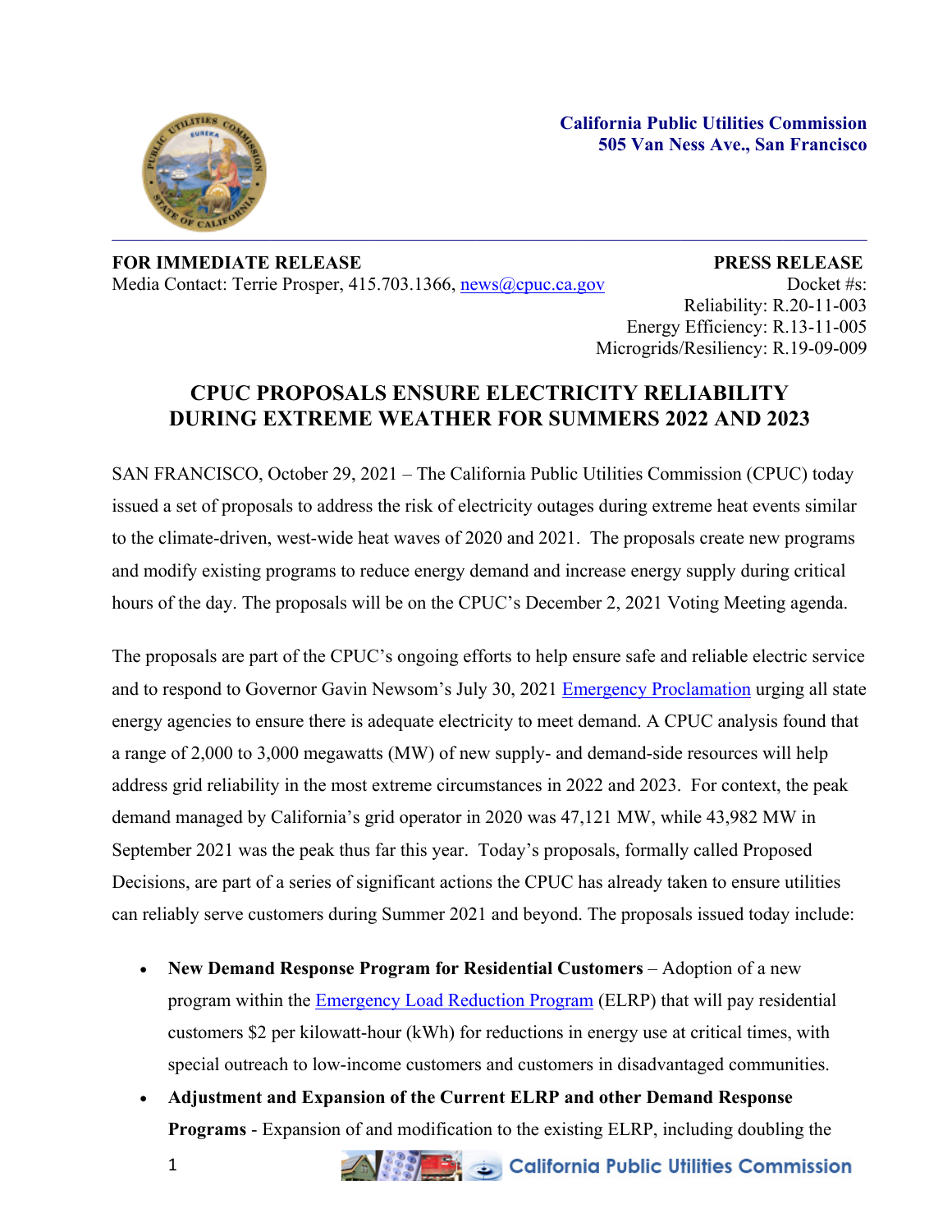**California Public Utilities Commission**
**505 Van Ness Ave., San Francisco**

---

**FOR IMMEDIATE RELEASE** **PRESS RELEASE**

Media Contact: Terrie Prosper, 415.703.1366, news@cpuc.ca.gov

Docket #s:
Reliability: R.20-11-003
Energy Efficiency: R.13-11-005
Microgrids/Resiliency: R.19-09-009

# CPUC PROPOSALS ENSURE ELECTRICITY RELIABILITY DURING EXTREME WEATHER FOR SUMMERS 2022 AND 2023

SAN FRANCISCO, October 29, 2021 – The California Public Utilities Commission (CPUC) today issued a set of proposals to address the risk of electricity outages during extreme heat events similar to the climate-driven, west-wide heat waves of 2020 and 2021. The proposals create new programs and modify existing programs to reduce energy demand and increase energy supply during critical hours of the day. The proposals will be on the CPUC's December 2, 2021 Voting Meeting agenda.

The proposals are part of the CPUC's ongoing efforts to help ensure safe and reliable electric service and to respond to Governor Gavin Newsom's July 30, 2021 Emergency Proclamation urging all state energy agencies to ensure there is adequate electricity to meet demand. A CPUC analysis found that a range of 2,000 to 3,000 megawatts (MW) of new supply- and demand-side resources will help address grid reliability in the most extreme circumstances in 2022 and 2023. For context, the peak demand managed by California's grid operator in 2020 was 47,121 MW, while 43,982 MW in September 2021 was the peak thus far this year. Today's proposals, formally called Proposed Decisions, are part of a series of significant actions the CPUC has already taken to ensure utilities can reliably serve customers during Summer 2021 and beyond. The proposals issued today include:

- **New Demand Response Program for Residential Customers** – Adoption of a new program within the Emergency Load Reduction Program (ELRP) that will pay residential customers $2 per kilowatt-hour (kWh) for reductions in energy use at critical times, with special outreach to low-income customers and customers in disadvantaged communities.
- **Adjustment and Expansion of the Current ELRP and other Demand Response Programs** - Expansion of and modification to the existing ELRP, including doubling the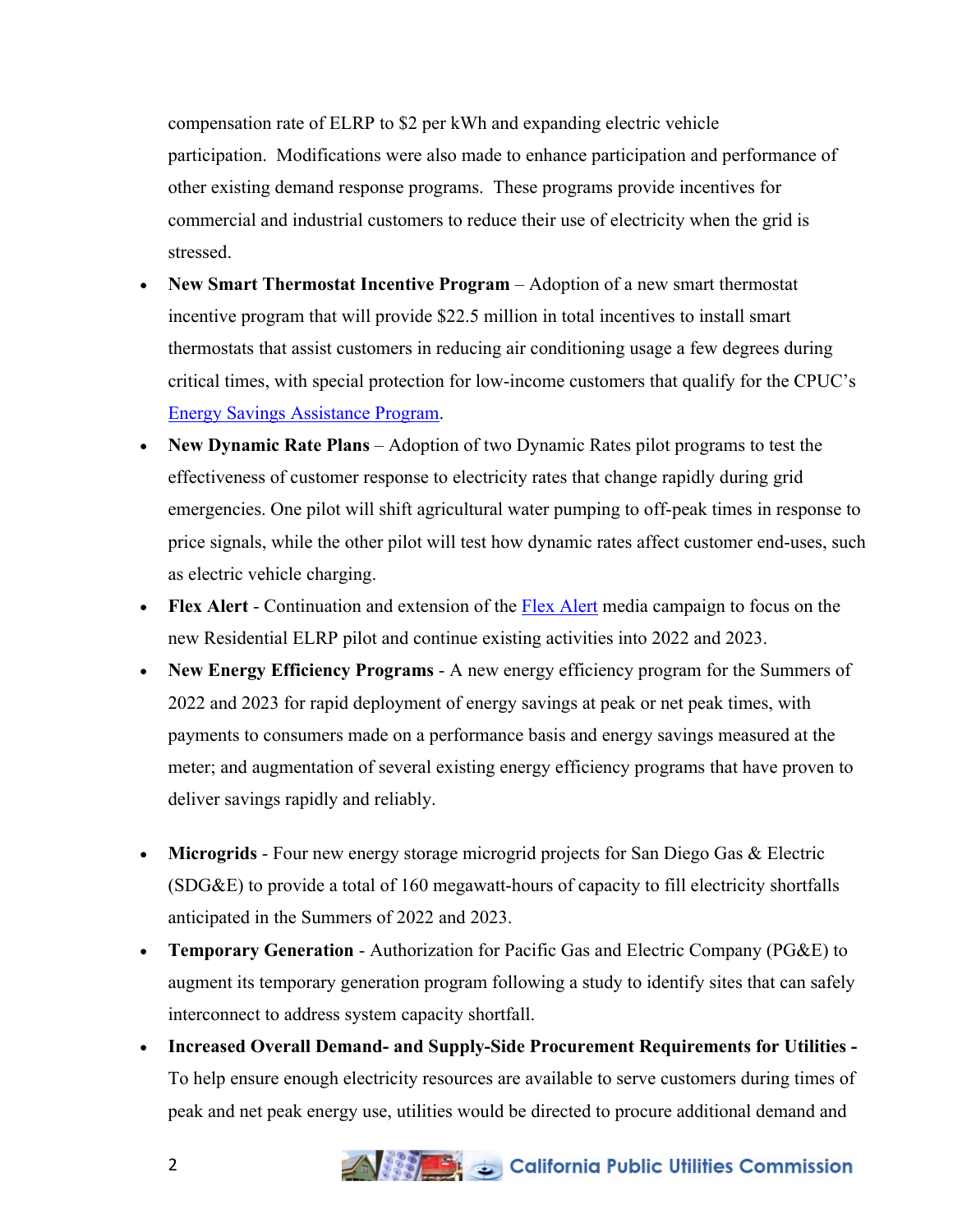compensation rate of ELRP to $2 per kWh and expanding electric vehicle participation. Modifications were also made to enhance participation and performance of other existing demand response programs. These programs provide incentives for commercial and industrial customers to reduce their use of electricity when the grid is stressed.

- **New Smart Thermostat Incentive Program** – Adoption of a new smart thermostat incentive program that will provide $22.5 million in total incentives to install smart thermostats that assist customers in reducing air conditioning usage a few degrees during critical times, with special protection for low-income customers that qualify for the CPUC's Energy Savings Assistance Program.
- **New Dynamic Rate Plans** – Adoption of two Dynamic Rates pilot programs to test the effectiveness of customer response to electricity rates that change rapidly during grid emergencies. One pilot will shift agricultural water pumping to off-peak times in response to price signals, while the other pilot will test how dynamic rates affect customer end-uses, such as electric vehicle charging.
- **Flex Alert** - Continuation and extension of the Flex Alert media campaign to focus on the new Residential ELRP pilot and continue existing activities into 2022 and 2023.
- **New Energy Efficiency Programs** - A new energy efficiency program for the Summers of 2022 and 2023 for rapid deployment of energy savings at peak or net peak times, with payments to consumers made on a performance basis and energy savings measured at the meter; and augmentation of several existing energy efficiency programs that have proven to deliver savings rapidly and reliably.
- **Microgrids** - Four new energy storage microgrid projects for San Diego Gas & Electric (SDG&E) to provide a total of 160 megawatt-hours of capacity to fill electricity shortfalls anticipated in the Summers of 2022 and 2023.
- **Temporary Generation** - Authorization for Pacific Gas and Electric Company (PG&E) to augment its temporary generation program following a study to identify sites that can safely interconnect to address system capacity shortfall.
- **Increased Overall Demand- and Supply-Side Procurement Requirements for Utilities -** To help ensure enough electricity resources are available to serve customers during times of peak and net peak energy use, utilities would be directed to procure additional demand and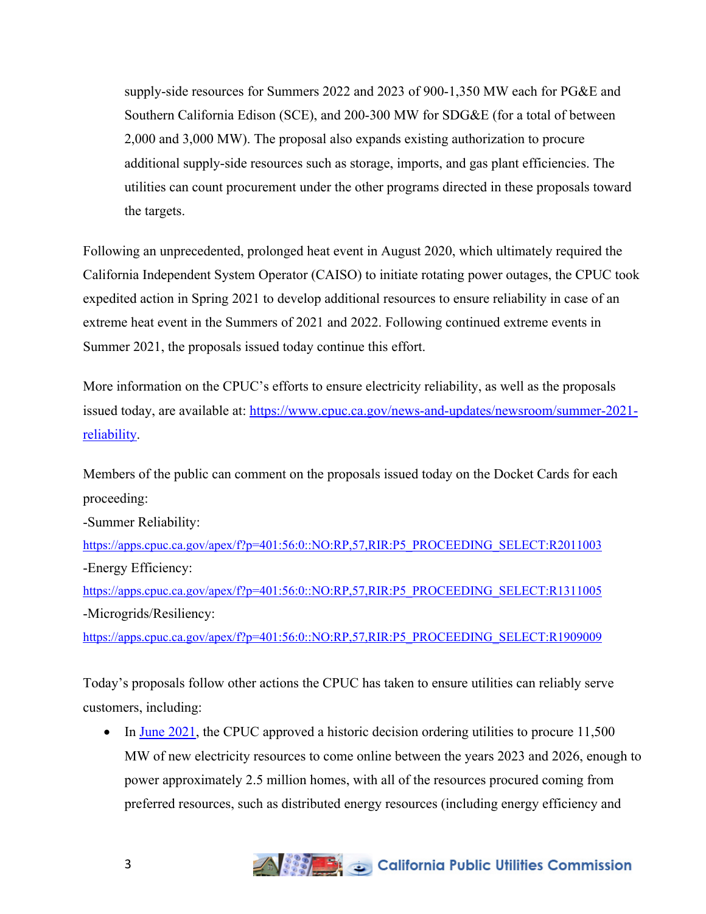supply-side resources for Summers 2022 and 2023 of 900-1,350 MW each for PG&E and Southern California Edison (SCE), and 200-300 MW for SDG&E (for a total of between 2,000 and 3,000 MW). The proposal also expands existing authorization to procure additional supply-side resources such as storage, imports, and gas plant efficiencies. The utilities can count procurement under the other programs directed in these proposals toward the targets.

Following an unprecedented, prolonged heat event in August 2020, which ultimately required the California Independent System Operator (CAISO) to initiate rotating power outages, the CPUC took expedited action in Spring 2021 to develop additional resources to ensure reliability in case of an extreme heat event in the Summers of 2021 and 2022. Following continued extreme events in Summer 2021, the proposals issued today continue this effort.

More information on the CPUC's efforts to ensure electricity reliability, as well as the proposals issued today, are available at: [https://www.cpuc.ca.gov/news-and-updates/newsroom/summer-2021-reliability](https://www.cpuc.ca.gov/news-and-updates/newsroom/summer-2021-reliability).

Members of the public can comment on the proposals issued today on the Docket Cards for each proceeding:

-Summer Reliability:
[https://apps.cpuc.ca.gov/apex/f?p=401:56:0::NO:RP,57,RIR:P5_PROCEEDING_SELECT:R2011003](https://apps.cpuc.ca.gov/apex/f?p=401:56:0::NO:RP,57,RIR:P5_PROCEEDING_SELECT:R2011003)
-Energy Efficiency:
[https://apps.cpuc.ca.gov/apex/f?p=401:56:0::NO:RP,57,RIR:P5_PROCEEDING_SELECT:R1311005](https://apps.cpuc.ca.gov/apex/f?p=401:56:0::NO:RP,57,RIR:P5_PROCEEDING_SELECT:R1311005)
-Microgrids/Resiliency:
[https://apps.cpuc.ca.gov/apex/f?p=401:56:0::NO:RP,57,RIR:P5_PROCEEDING_SELECT:R1909009](https://apps.cpuc.ca.gov/apex/f?p=401:56:0::NO:RP,57,RIR:P5_PROCEEDING_SELECT:R1909009)

Today's proposals follow other actions the CPUC has taken to ensure utilities can reliably serve customers, including:

- In June 2021, the CPUC approved a historic decision ordering utilities to procure 11,500 MW of new electricity resources to come online between the years 2023 and 2026, enough to power approximately 2.5 million homes, with all of the resources procured coming from preferred resources, such as distributed energy resources (including energy efficiency and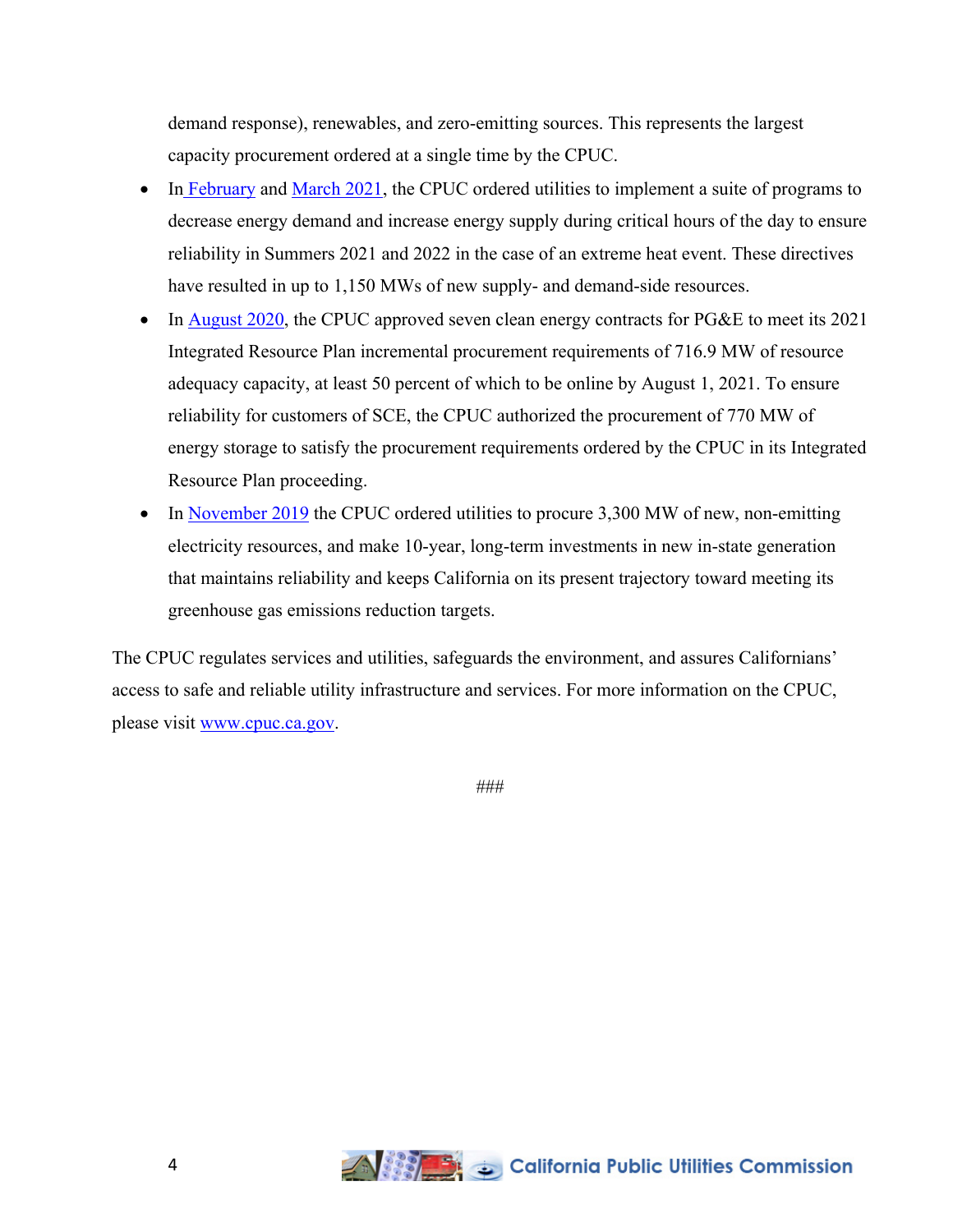demand response), renewables, and zero-emitting sources. This represents the largest capacity procurement ordered at a single time by the CPUC.

- In February and March 2021, the CPUC ordered utilities to implement a suite of programs to decrease energy demand and increase energy supply during critical hours of the day to ensure reliability in Summers 2021 and 2022 in the case of an extreme heat event. These directives have resulted in up to 1,150 MWs of new supply- and demand-side resources.
- In August 2020, the CPUC approved seven clean energy contracts for PG&E to meet its 2021 Integrated Resource Plan incremental procurement requirements of 716.9 MW of resource adequacy capacity, at least 50 percent of which to be online by August 1, 2021. To ensure reliability for customers of SCE, the CPUC authorized the procurement of 770 MW of energy storage to satisfy the procurement requirements ordered by the CPUC in its Integrated Resource Plan proceeding.
- In November 2019 the CPUC ordered utilities to procure 3,300 MW of new, non-emitting electricity resources, and make 10-year, long-term investments in new in-state generation that maintains reliability and keeps California on its present trajectory toward meeting its greenhouse gas emissions reduction targets.

The CPUC regulates services and utilities, safeguards the environment, and assures Californians' access to safe and reliable utility infrastructure and services. For more information on the CPUC, please visit www.cpuc.ca.gov.

###